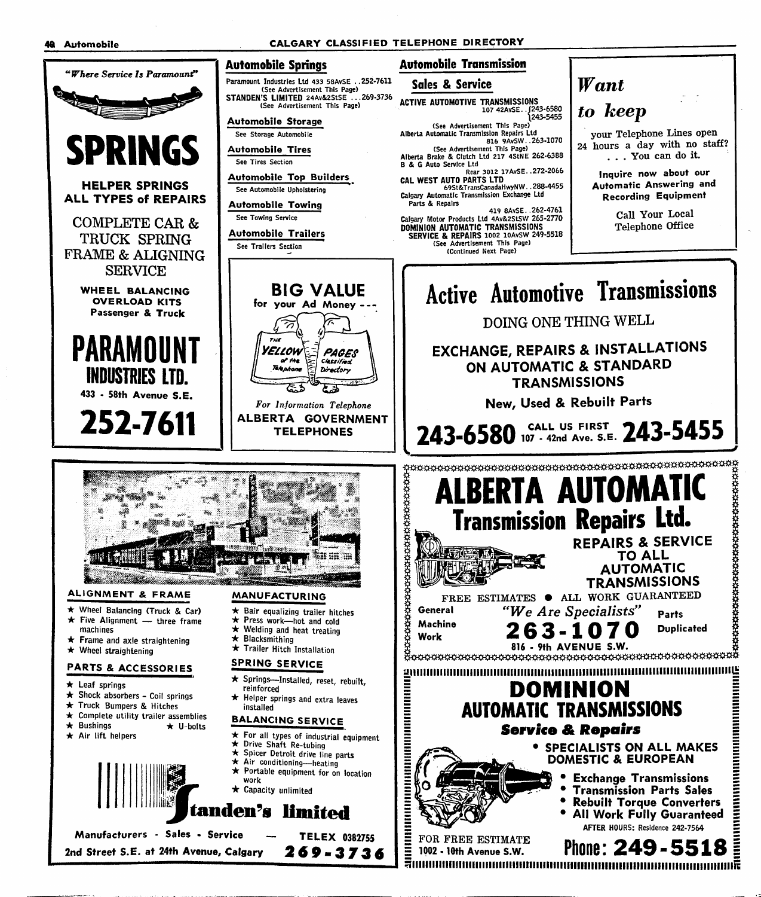## Automobile Springs

Paramount Industries Ltd 433 58AvSE ..252-7611
(See Advertisement This Page)
STANDEN'S LIMITED 24Av&2StSE ...269-3736
(See Advertisement This Page)

## Automobile Storage

See Storage Automobile

## Automobile Tires

See Tires Section

## Automobile Top Builders

See Automobile Upholstering

## Automobile Towing

See Towing Service

## Automobile Trailers

See Trailers Section

## Automobile Transmission Sales & Service

ACTIVE AUTOMOTIVE TRANSMISSIONS
107 42AvSE..243-6580 / 243-5455
(See Advertisement This Page)
Alberta Automatic Transmission Repairs Ltd
816 9AvSW..263-1070
(See Advertisement This Page)
Alberta Brake & Clutch Ltd 217 4StNE 262-6388
B & G Auto Service Ltd
Rear 3012 17AvSE..272-2066
CAL WEST AUTO PARTS LTD
69St&TransCanadaHwyNW..288-4455
Calgary Automatic Transmission Exchange Ltd
Parts & Repairs
419 8AvSE..262-4761
Calgary Motor Products Ltd 4Av&2StSW 265-2770
DOMINION AUTOMATIC TRANSMISSIONS
SERVICE & REPAIRS 1002 10AvSW 249-5518
(See Advertisement This Page)
(Continued Next Page)

---

*"Where Service Is Paramount"*

# SPRINGS

**HELPER SPRINGS**
**ALL TYPES of REPAIRS**

COMPLETE CAR & TRUCK SPRING FRAME & ALIGNING SERVICE

**WHEEL BALANCING**
**OVERLOAD KITS**
**Passenger & Truck**

# PARAMOUNT INDUSTRIES LTD.

433 - 58th Avenue S.E.

**252-7611**

---

**BIG VALUE** for your Ad Money ---

THE YELLOW PAGES of the Telephone Classified Directory

*For Information Telephone*
**ALBERTA GOVERNMENT TELEPHONES**

---

*Want to keep* your Telephone Lines open 24 hours a day with no staff? . . . You can do it.

**Inquire now about our Automatic Answering and Recording Equipment**

Call Your Local Telephone Office

---

# Active Automotive Transmissions

DOING ONE THING WELL

**EXCHANGE, REPAIRS & INSTALLATIONS ON AUTOMATIC & STANDARD TRANSMISSIONS**

**New, Used & Rebuilt Parts**

**243-6580** CALL US FIRST 107 - 42nd Ave. S.E. **243-5455**

---

### ALIGNMENT & FRAME

- ★ Wheel Balancing (Truck & Car)
- ★ Five Alignment — three frame machines
- ★ Frame and axle straightening
- ★ Wheel straightening

### PARTS & ACCESSORIES

- ★ Leaf springs
- ★ Shock absorbers - Coil springs
- ★ Truck Bumpers & Hitches
- ★ Complete utility trailer assemblies
- ★ Bushings ★ U-bolts
- ★ Air lift helpers

### MANUFACTURING

- ★ Bair equalizing trailer hitches
- ★ Press work—hot and cold
- ★ Welding and heat treating
- ★ Blacksmithing
- ★ Trailer Hitch Installation

### SPRING SERVICE

- ★ Springs—Installed, reset, rebuilt, reinforced
- ★ Helper springs and extra leaves installed

### BALANCING SERVICE

- ★ For all types of industrial equipment
- ★ Drive Shaft Re-tubing
- ★ Spicer Detroit drive line parts
- ★ Air conditioning—heating
- ★ Portable equipment for on location work
- ★ Capacity unlimited

# Standen's limited

**Manufacturers - Sales - Service — TELEX 0382755**
**2nd Street S.E. at 24th Avenue, Calgary 269-3736**

---

# ALBERTA AUTOMATIC Transmission Repairs Ltd.

**REPAIRS & SERVICE TO ALL AUTOMATIC TRANSMISSIONS**

FREE ESTIMATES • ALL WORK GUARANTEED

**General Machine Work** *"We Are Specialists"* **Parts Duplicated**

**263-1070**
816 - 9th AVENUE S.W.

---

# DOMINION AUTOMATIC TRANSMISSIONS

***Service & Repairs***

- **SPECIALISTS ON ALL MAKES DOMESTIC & EUROPEAN**
- **Exchange Transmissions**
- **Transmission Parts Sales**
- **Rebuilt Torque Converters**
- **All Work Fully Guaranteed**

AFTER HOURS: Residence 242-7564

FOR FREE ESTIMATE
1002 - 10th Avenue S.W. **Phone: 249-5518**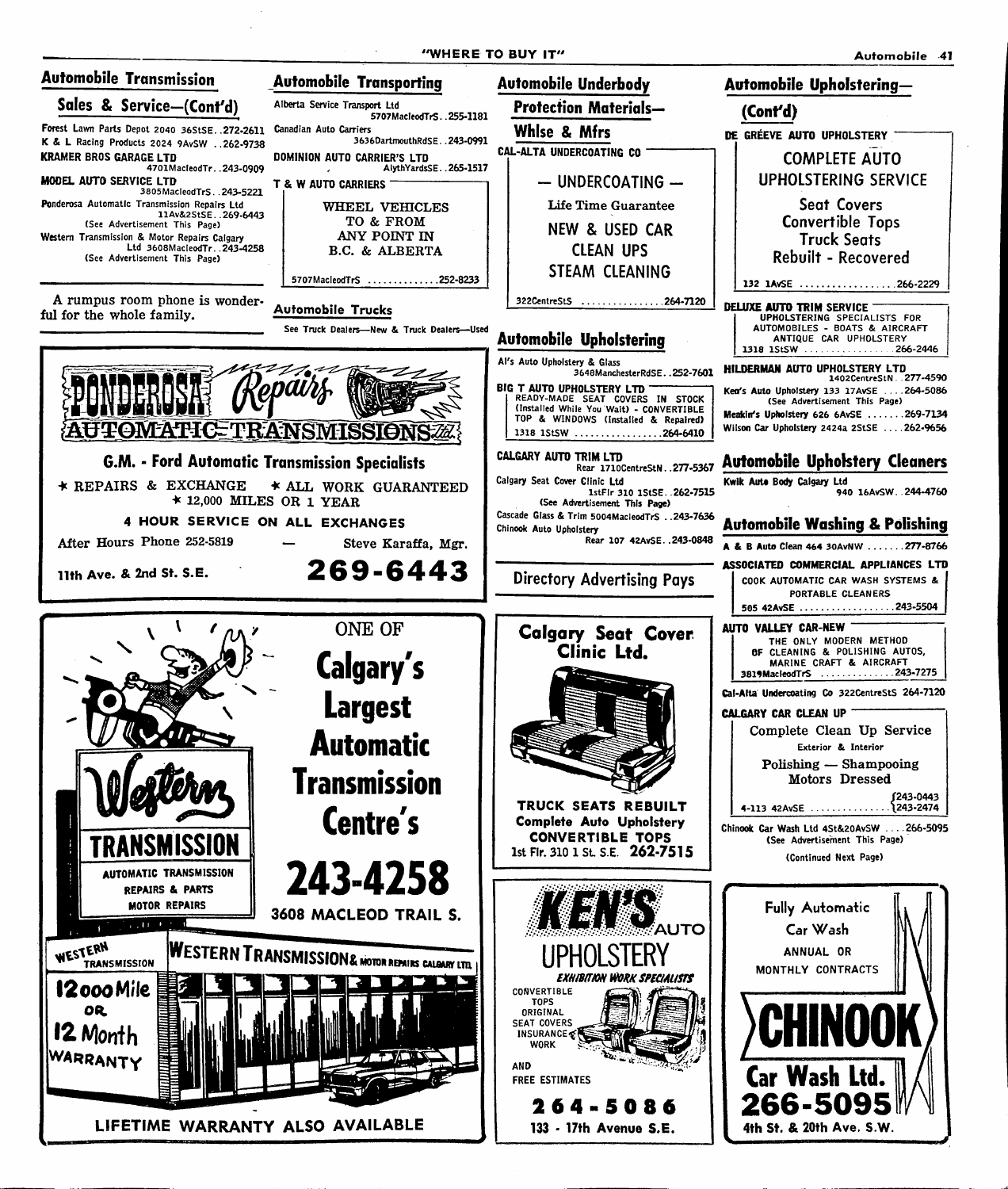## Automobile Transmission Sales & Service—(Cont'd)

Forest Lawn Parts Depot 2040 36StSE..272-2611
K & L Racing Products 2024 9AvSW ..262-9738
**KRAMER BROS GARAGE LTD** 4701MacleodTr..243-0909
**MODEL AUTO SERVICE LTD** 3805MacleodTrS..243-5221
Ponderosa Automatic Transmission Repairs Ltd 11Av&2StSE..269-6443
(See Advertisement This Page)
Western Transmission & Motor Repairs Calgary Ltd 3608MacleodTr..243-4258
(See Advertisement This Page)

A rumpus room phone is wonderful for the whole family.

## Automobile Transporting

Alberta Service Transport Ltd 5707MacleodTrS..255-1181
Canadian Auto Carriers 3636DartmouthRdSE..243-0991
**DOMINION AUTO CARRIER'S LTD** AlythYardsSE..265-1517
**T & W AUTO CARRIERS**
WHEEL VEHICLES TO & FROM ANY POINT IN B.C. & ALBERTA
5707MacleodTrS ..............252-8233

## Automobile Trucks

See Truck Dealers—New & Truck Dealers—Used

**PONDEROSA Repairs AUTOMATIC TRANSMISSIONS Ltd.**
**G.M. - Ford Automatic Transmission Specialists**
* REPAIRS & EXCHANGE * ALL WORK GUARANTEED
* 12,000 MILES OR 1 YEAR
4 HOUR SERVICE ON ALL EXCHANGES
After Hours Phone 252-5819 — Steve Karaffa, Mgr.
11th Ave. & 2nd St. S.E. **269-6443**

**Western TRANSMISSION**
AUTOMATIC TRANSMISSION REPAIRS & PARTS MOTOR REPAIRS
ONE OF **Calgary's Largest Automatic Transmission Centre's**
**243-4258**
3608 MACLEOD TRAIL S.
WESTERN TRANSMISSION — WESTERN TRANSMISSION & MOTOR REPAIRS CALGARY LTD.
12000 Mile OR 12 Month WARRANTY
LIFETIME WARRANTY ALSO AVAILABLE

## Automobile Underbody Protection Materials—Whlse & Mfrs

**CAL-ALTA UNDERCOATING CO**
— UNDERCOATING —
Life Time Guarantee
NEW & USED CAR CLEAN UPS
STEAM CLEANING
322CentreStS ...............264-7120

## Automobile Upholstering

Al's Auto Upholstery & Glass 3648ManchesterRdSE..252-7601
**BIG T AUTO UPHOLSTERY LTD**
READY-MADE SEAT COVERS IN STOCK (Installed While You Wait) - CONVERTIBLE TOP & WINDOWS (Installed & Repaired)
1318 1StSW ................264-6410
**CALGARY AUTO TRIM LTD** Rear 1710CentreStN..277-5367
Calgary Seat Cover Clinic Ltd 1stFlr 310 1StSE..262-7515
(See Advertisement This Page)
Cascade Glass & Trim 5004MacleodTrS ..243-7636
Chinook Auto Upholstery Rear 107 42AvSE..243-0848

Directory Advertising Pays

**Calgary Seat Cover Clinic Ltd.**
TRUCK SEATS REBUILT
Complete Auto Upholstery
CONVERTIBLE TOPS
1st Flr. 310 1 St. S.E. **262-7515**

**KEN'S AUTO UPHOLSTERY**
*EXHIBITION WORK SPECIALISTS*
CONVERTIBLE TOPS
ORIGINAL SEAT COVERS
INSURANCE WORK
AND FREE ESTIMATES
**264-5086**
133 - 17th Avenue S.E.

## Automobile Upholstering—(Cont'd)

**DE GREEVE AUTO UPHOLSTERY**
COMPLETE AUTO UPHOLSTERING SERVICE
Seat Covers
Convertible Tops
Truck Seats
Rebuilt - Recovered
132 1AvSE .................266-2229
**DELUXE AUTO TRIM SERVICE**
UPHOLSTERING SPECIALISTS FOR AUTOMOBILES - BOATS & AIRCRAFT
ANTIQUE CAR UPHOLSTERY
1318 1StSW ................266-2446
**HILDERMAN AUTO UPHOLSTERY LTD** 1402CentreStN..277-4590
Ken's Auto Upholstery 133 17AvSE ....264-5086
(See Advertisement This Page)
Meakin's Upholstery 626 6AvSE .......269-7134
Wilson Car Upholstery 2424a 2StSE ....262-9656

## Automobile Upholstery Cleaners

Kwik Auto Body Calgary Ltd 940 16AvSW..244-4760

## Automobile Washing & Polishing

A & B Auto Clean 464 30AvNW .......277-8766
**ASSOCIATED COMMERCIAL APPLIANCES LTD**
COOK AUTOMATIC CAR WASH SYSTEMS & PORTABLE CLEANERS
505 42AvSE .................243-5504
**AUTO VALLEY CAR-NEW**
THE ONLY MODERN METHOD OF CLEANING & POLISHING AUTOS, MARINE CRAFT & AIRCRAFT
3819MacleodTrS ..............243-7275
Cal-Alta Undercoating Co 322CentreStS 264-7120
**CALGARY CAR CLEAN UP**
Complete Clean Up Service
Exterior & Interior
Polishing — Shampooing
Motors Dressed
4-113 42AvSE ..............243-0443 / 243-2474
Chinook Car Wash Ltd 4St&20AvSW ....266-5095
(See Advertisement This Page)
(Continued Next Page)

Fully Automatic Car Wash
ANNUAL OR MONTHLY CONTRACTS
**CHINOOK Car Wash Ltd.**
**266-5095**
4th St. & 20th Ave. S.W.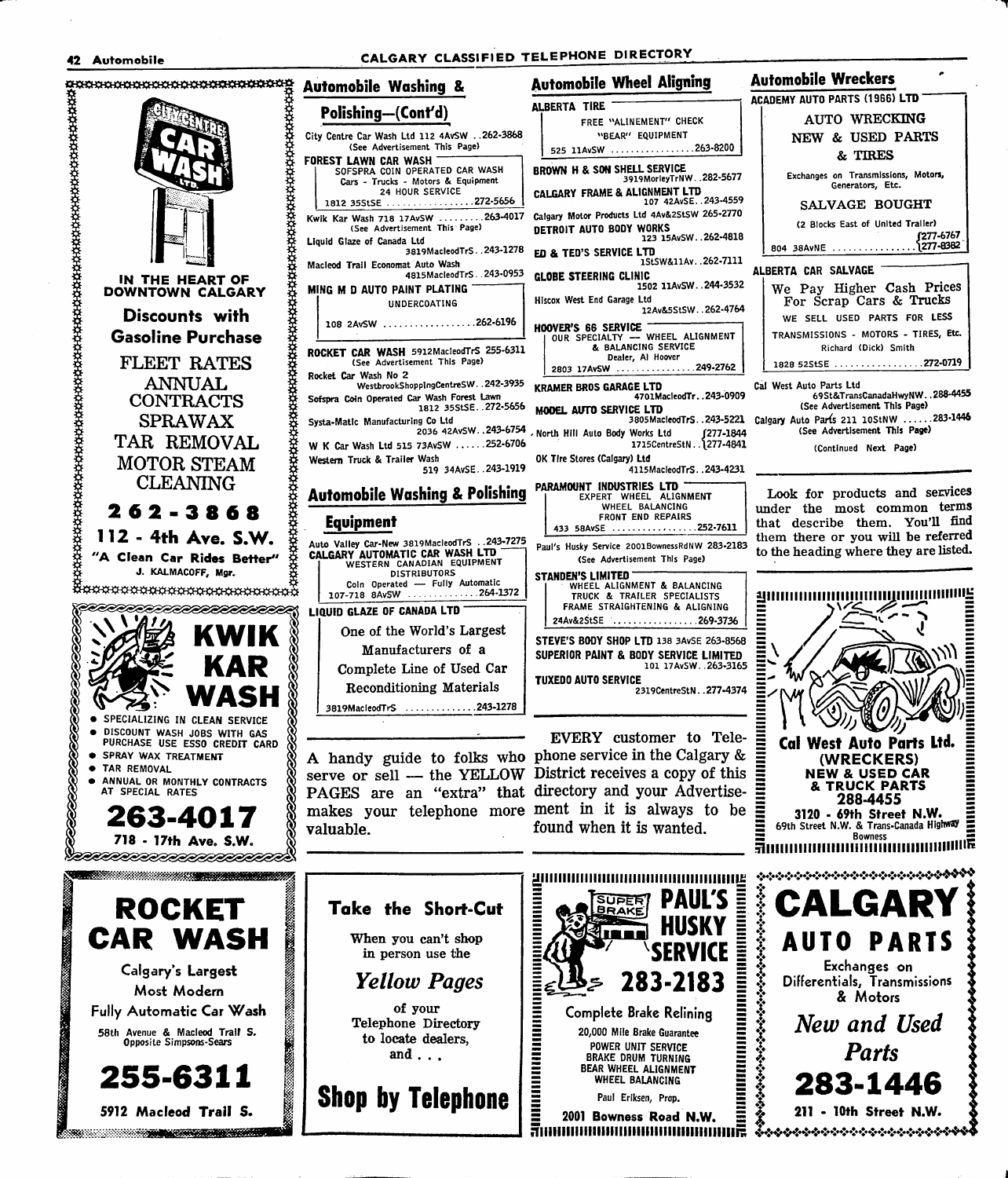## Automobile Washing & Polishing—(Cont'd)

City Centre Car Wash Ltd 112 4AvSW ..262-3868
(See Advertisement This Page)

**FOREST LAWN CAR WASH**
SOFSPRA COIN OPERATED CAR WASH
Cars - Trucks - Motors & Equipment
24 HOUR SERVICE
1812 35StSE ..................272-5656

Kwik Kar Wash 718 17AvSW ..........263-4017
(See Advertisement This Page)

Liquid Glaze of Canada Ltd
3819MacleodTrS..243-1278

Macleod Trail Economat Auto Wash
4815MacleodTrS..243-0953

**MING M D AUTO PAINT PLATING**
UNDERCOATING
108 2AvSW ..................262-6196

**ROCKET CAR WASH** 5912MacleodTrS 255-6311
(See Advertisement This Page)

Rocket Car Wash No 2
WestbrookShoppingCentreSW..242-3935

Sofspra Coin Operated Car Wash Forest Lawn
1812 35StSE..272-5656

Systa-Matic Manufacturing Co Ltd
2036 42AvSW..243-6754

W K Car Wash Ltd 515 73AvSW ......252-6706

Western Truck & Trailer Wash
519 34AvSE..243-1919

## Automobile Washing & Polishing Equipment

Auto Valley Car-New 3819MacleodTrS ..243-7275

**CALGARY AUTOMATIC CAR WASH LTD**
WESTERN CANADIAN EQUIPMENT
DISTRIBUTORS
Coin Operated — Fully Automatic
107-718 8AvSW ..............264-1372

**LIQUID GLAZE OF CANADA LTD**
One of the World's Largest
Manufacturers of a
Complete Line of Used Car
Reconditioning Materials
3819MacleodTrS ..............243-1278

A handy guide to folks who serve or sell — the YELLOW PAGES are an "extra" that makes your telephone more valuable.

## Automobile Wheel Aligning

**ALBERTA TIRE**
FREE "ALINEMENT" CHECK
"BEAR" EQUIPMENT
525 11AvSW ..................263-8200

**BROWN H & SON SHELL SERVICE**
3919MorleyTrNW..282-5677

**CALGARY FRAME & ALIGNMENT LTD**
107 42AvSE..243-4559

Calgary Motor Products Ltd 4Av&2StSW 265-2770

**DETROIT AUTO BODY WORKS**
123 15AvSW..262-4818

**ED & TED'S SERVICE LTD**
1StSW&11Av..262-7111

**GLOBE STEERING CLINIC**
1502 11AvSW..244-3532

Hiscox West End Garage Ltd
12Av&5StSW..262-4764

**HOOVER'S 66 SERVICE**
OUR SPECIALTY — WHEEL ALIGNMENT
& BALANCING SERVICE
Dealer, Al Hoover
2803 17AvSW ................249-2762

**KRAMER BROS GARAGE LTD**
4701MacleodTr..243-0909

**MODEL AUTO SERVICE LTD**
3805MacleodTrS..243-5221

North Hill Auto Body Works Ltd
1715CentreStN..277-1844 / 277-4841

OK Tire Stores (Calgary) Ltd
4115MacleodTrS..243-4231

**PARAMOUNT INDUSTRIES LTD**
EXPERT WHEEL ALIGNMENT
WHEEL BALANCING
FRONT END REPAIRS
433 58AvSE ..................252-7611

Paul's Husky Service 2001BownessRdNW 283-2183
(See Advertisement This Page)

**STANDEN'S LIMITED**
WHEEL ALIGNMENT & BALANCING
TRUCK & TRAILER SPECIALISTS
FRAME STRAIGHTENING & ALIGNING
24Av&2StSE ..................269-3736

**STEVE'S BODY SHOP LTD** 138 3AvSE 263-8568

**SUPERIOR PAINT & BODY SERVICE LIMITED**
101 17AvSW..263-3165

**TUXEDO AUTO SERVICE**
2319CentreStN..277-4374

EVERY customer to Telephone service in the Calgary & District receives a copy of this directory and your Advertisement in it is always to be found when it is wanted.

## Automobile Wreckers

**ACADEMY AUTO PARTS (1966) LTD**
AUTO WRECKING
NEW & USED PARTS
& TIRES
Exchanges on Transmissions, Motors, Generators, Etc.
SALVAGE BOUGHT
(2 Blocks East of United Trailer)
804 38AvNE ..................277-6767 / 277-8382

**ALBERTA CAR SALVAGE**
We Pay Higher Cash Prices For Scrap Cars & Trucks
WE SELL USED PARTS FOR LESS
TRANSMISSIONS - MOTORS - TIRES, Etc.
Richard (Dick) Smith
1828 52StSE ..................272-0719

Cal West Auto Parts Ltd
69St&TransCanadaHwyNW..288-4455
(See Advertisement This Page)

Calgary Auto Parts 211 10StNW ......283-1446
(See Advertisement This Page)

(Continued Next Page)

Look for products and services under the most common terms that describe them. You'll find them there or you will be referred to the heading where they are listed.

---

**CITY CENTRE CAR WASH LTD.**

IN THE HEART OF DOWNTOWN CALGARY

**Discounts with Gasoline Purchase**

FLEET RATES
ANNUAL CONTRACTS
SPRAWAX
TAR REMOVAL
MOTOR STEAM CLEANING

**262-3868**

**112 - 4th Ave. S.W.**

"A Clean Car Rides Better"
J. KALMACOFF, Mgr.

---

**KWIK KAR WASH**

- SPECIALIZING IN CLEAN SERVICE
- DISCOUNT WASH JOBS WITH GAS PURCHASE USE ESSO CREDIT CARD
- SPRAY WAX TREATMENT
- TAR REMOVAL
- ANNUAL OR MONTHLY CONTRACTS AT SPECIAL RATES

**263-4017**

718 - 17th Ave. S.W.

---

**ROCKET CAR WASH**

Calgary's Largest
Most Modern
Fully Automatic Car Wash

58th Avenue & Macleod Trail S.
Opposite Simpsons-Sears

**255-6311**

5912 Macleod Trail S.

---

**Take the Short-Cut**

When you can't shop in person use the

*Yellow Pages*

of your Telephone Directory to locate dealers, and . . .

**Shop by Telephone**

---

**PAUL'S HUSKY SERVICE**

SUPER BRAKE

**283-2183**

Complete Brake Relining
20,000 Mile Brake Guarantee
POWER UNIT SERVICE
BRAKE DRUM TURNING
BEAR WHEEL ALIGNMENT
WHEEL BALANCING

Paul Eriksen, Prop.

**2001 Bowness Road N.W.**

---

**Cal West Auto Parts Ltd.**
**(WRECKERS)**
**NEW & USED CAR & TRUCK PARTS**
**288-4455**
**3120 - 69th Street N.W.**
69th Street N.W. & Trans-Canada Highway
Bowness

---

**CALGARY AUTO PARTS**

Exchanges on Differentials, Transmissions & Motors

*New and Used Parts*

**283-1446**

**211 - 10th Street N.W.**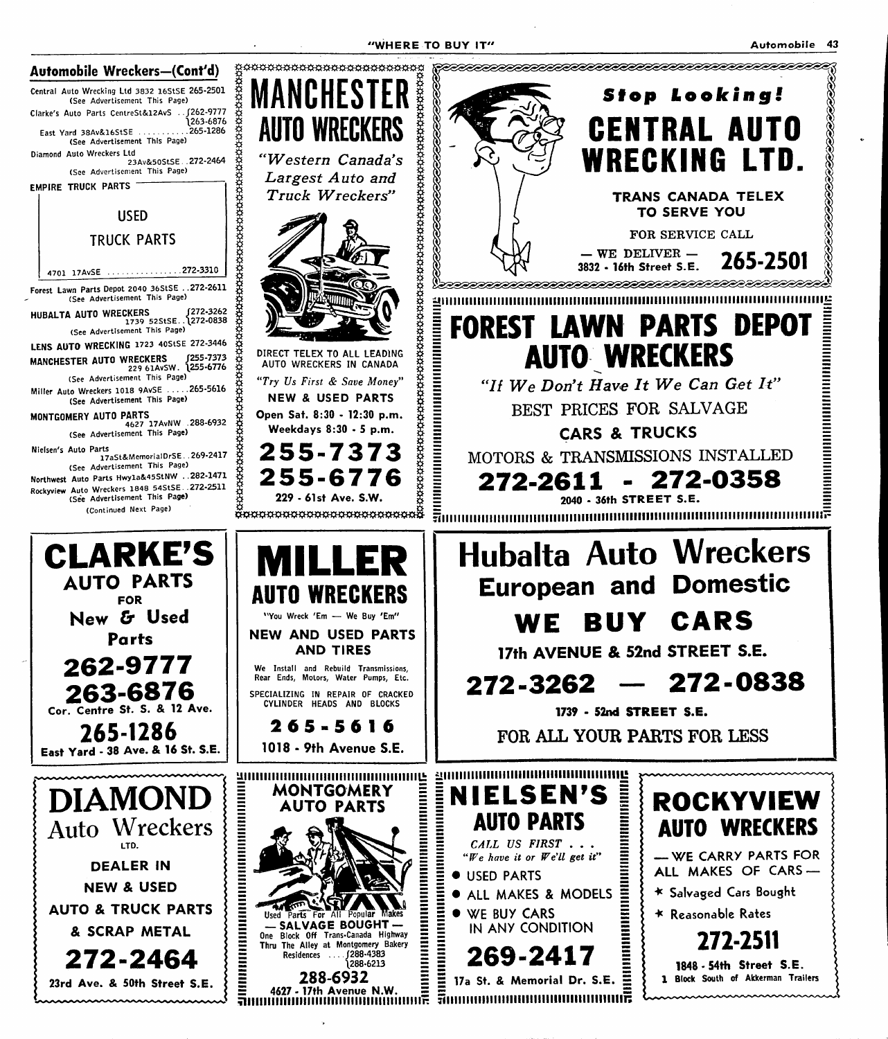## Automobile Wreckers—(Cont'd)

Central Auto Wrecking Ltd 3832 16StSE 265-2501
(See Advertisement This Page)

Clarke's Auto Parts CentreSt&12AvS . . 262-9777 / 263-6876

East Yard 38Av&16StSE . . . . . . . . . . 265-1286
(See Advertisement This Page)

Diamond Auto Wreckers Ltd
23Av&50StSE . . 272-2464
(See Advertisement This Page)

EMPIRE TRUCK PARTS

USED

TRUCK PARTS

4701 17AvSE . . . . . . . . . . . . . . . 272-3310

Forest Lawn Parts Depot 2040 36StSE . . 272-2611
(See Advertisement This Page)

HUBALTA AUTO WRECKERS 1739 52StSE . . 272-3262 / 272-0838
(See Advertisement This Page)

LENS AUTO WRECKING 1723 40StSE 272-3446

MANCHESTER AUTO WRECKERS 229 61AvSW. 255-7373 / 255-6776
(See Advertisement This Page)

Miller Auto Wreckers 1018 9AvSE . . . . . 265-5616
(See Advertisement This Page)

MONTGOMERY AUTO PARTS
4627 17AvNW . 288-6932
(See Advertisement This Page)

Nielsen's Auto Parts
17aSt&MemorialDrSE . . 269-2417
(See Advertisement This Page)

Northwest Auto Parts Hwy1a&45StNW . . 282-1471

Rockyview Auto Wreckers 1848 54StSE . . 272-2511
(See Advertisement This Page)

(Continued Next Page)

---

# MANCHESTER AUTO WRECKERS

*"Western Canada's Largest Auto and Truck Wreckers"*

DIRECT TELEX TO ALL LEADING AUTO WRECKERS IN CANADA

*"Try Us First & Save Money"*

NEW & USED PARTS

Open Sat. 8:30 - 12:30 p.m.
Weekdays 8:30 - 5 p.m.

**255-7373**
**255-6776**

229 - 61st Ave. S.W.

---

***Stop Looking!***

# CENTRAL AUTO WRECKING LTD.

TRANS CANADA TELEX TO SERVE YOU

FOR SERVICE CALL

— WE DELIVER —
3832 - 16th Street S.E. **265-2501**

---

# FOREST LAWN PARTS DEPOT AUTO WRECKERS

*"If We Don't Have It We Can Get It"*

BEST PRICES FOR SALVAGE

CARS & TRUCKS

MOTORS & TRANSMISSIONS INSTALLED

**272-2611 - 272-0358**

2040 - 36th STREET S.E.

---

# CLARKE'S

AUTO PARTS FOR New & Used Parts

**262-9777**
**263-6876**

Cor. Centre St. S. & 12 Ave.

**265-1286**

East Yard - 38 Ave. & 16 St. S.E.

---

# MILLER AUTO WRECKERS

"You Wreck 'Em — We Buy 'Em"

NEW AND USED PARTS AND TIRES

We Install and Rebuild Transmissions, Rear Ends, Motors, Water Pumps, Etc.

SPECIALIZING IN REPAIR OF CRACKED CYLINDER HEADS AND BLOCKS

**265-5616**

1018 - 9th Avenue S.E.

---

# Hubalta Auto Wreckers

## European and Domestic

**WE BUY CARS**

17th AVENUE & 52nd STREET S.E.

**272-3262 — 272-0838**

1739 - 52nd STREET S.E.

FOR ALL YOUR PARTS FOR LESS

---

# DIAMOND Auto Wreckers LTD.

DEALER IN

NEW & USED

AUTO & TRUCK PARTS

& SCRAP METAL

**272-2464**

23rd Ave. & 50th Street S.E.

---

# MONTGOMERY AUTO PARTS

Used Parts For All Popular Makes

— SALVAGE BOUGHT —

One Block Off Trans-Canada Highway Thru The Alley at Montgomery Bakery

Residences . . . . 288-4383 / 288-6213

**288-6932**

4627 - 17th Avenue N.W.

---

# NIELSEN'S AUTO PARTS

*CALL US FIRST . . .*
*"We have it or We'll get it"*

- USED PARTS
- ALL MAKES & MODELS
- WE BUY CARS IN ANY CONDITION

**269-2417**

17a St. & Memorial Dr. S.E.

---

# ROCKYVIEW AUTO WRECKERS

— WE CARRY PARTS FOR ALL MAKES OF CARS —

\* Salvaged Cars Bought

\* Reasonable Rates

**272-2511**

1848 - 54th Street S.E.

1 Block South of Akkerman Trailers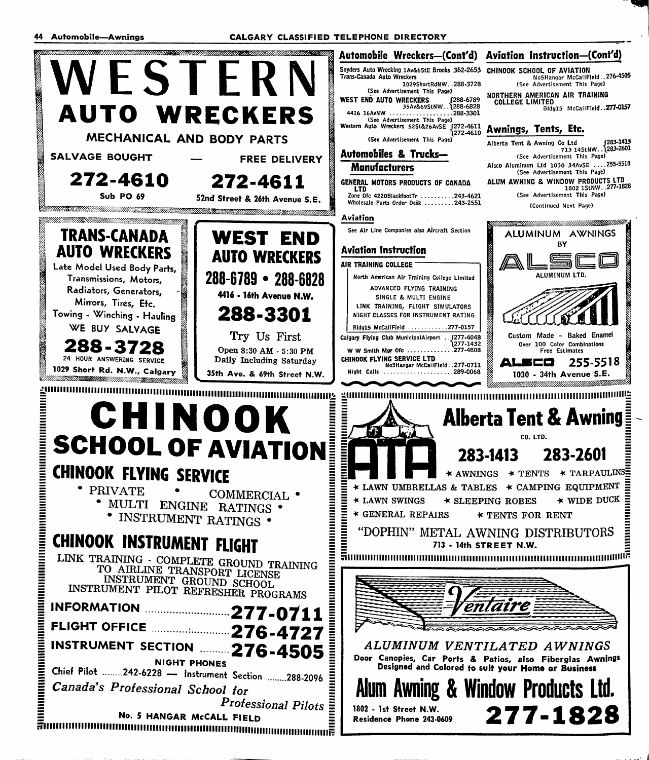**WESTERN AUTO WRECKERS**

MECHANICAL AND BODY PARTS

SALVAGE BOUGHT — FREE DELIVERY

**272-4610** **272-4611**

Sub PO 69 — 52nd Street & 26th Avenue S.E.

**TRANS-CANADA AUTO WRECKERS**

Late Model Used Body Parts, Transmissions, Motors, Radiators, Generators, Mirrors, Tires, Etc.

Towing - Winching - Hauling

WE BUY SALVAGE

**288-3728**

24 HOUR ANSWERING SERVICE

1029 Short Rd. N.W., Calgary

**WEST END AUTO WRECKERS**

**288-6789 • 288-6828**

4416 - 16th Avenue N.W.

**288-3301**

Try Us First

Open 8:30 AM - 5:30 PM Daily Including Saturday

35th Ave. & 69th Street N.W.

## Automobile Wreckers—(Cont'd)

Snyders Auto Wrecking 1Av&6StE Brooks 362-2653

Trans-Canada Auto Wreckers 1029ShortRdNW..288-3728

(See Advertisement This Page)

WEST END AUTO WRECKERS 35Av&69StNW..288-6789 / 288-6828

4416 16AvNW ....288-3301

(See Advertisement This Page)

Western Auto Wreckers 52St&26AvSE 272-4611 / 272-4610

(See Advertisement This Page)

## Automobiles & Trucks—Manufacturers

GENERAL MOTORS PRODUCTS OF CANADA LTD

Zone Ofc 4220BlackfootTr ....243-4621

Wholesale Parts Order Desk ....243-2551

## Aviation

See Air Line Companies also Aircraft Section

## Aviation Instruction

AIR TRAINING COLLEGE

North American Air Training College Limited

ADVANCED FLYING TRAINING

SINGLE & MULTI ENGINE

LINK TRAINING, FLIGHT SIMULATORS

NIGHT CLASSES FOR INSTRUMENT RATING

Bldg15 McCallField ....277-0157

Calgary Flying Club MunicipalAirport ..277-4048 / 277-1432

W W Smith Mgr Ofc ....277-4808

CHINOOK FLYING SERVICE LTD No5Hangar McCallField..277-0711

Night Calls ....289-0068

## Aviation Instruction—(Cont'd)

CHINOOK SCHOOL OF AVIATION No5Hangar McCallField..276-4505

(See Advertisement This Page)

NORTHERN AMERICAN AIR TRAINING COLLEGE LIMITED Bldg15 McCallField..277-0157

## Awnings, Tents, Etc.

Alberta Tent & Awning Co Ltd 713 14StNW..283-1413 / 283-2601

(See Advertisement This Page)

Alsco Aluminum Ltd 1030 34AvSE ....255-5518

(See Advertisement This Page)

ALUM AWNING & WINDOW PRODUCTS LTD 1802 1StNW..277-1828

(See Advertisement This Page)

(Continued Next Page)

ALUMINUM AWNINGS BY **ALSCO** ALUMINUM LTD.

Custom Made - Baked Enamel

Over 100 Color Combinations

Free Estimates

**ALSCO 255-5518**

1030 - 34th Avenue S.E.

# CHINOOK SCHOOL OF AVIATION

## CHINOOK FLYING SERVICE

• PRIVATE • COMMERCIAL •
• MULTI ENGINE RATINGS •
• INSTRUMENT RATINGS •

## CHINOOK INSTRUMENT FLIGHT

LINK TRAINING - COMPLETE GROUND TRAINING TO AIRLINE TRANSPORT LICENSE
INSTRUMENT GROUND SCHOOL
INSTRUMENT PILOT REFRESHER PROGRAMS

INFORMATION ....**277-0711**

FLIGHT OFFICE ....**276-4727**

INSTRUMENT SECTION ....**276-4505**

NIGHT PHONES

Chief Pilot ....242-6228 — Instrument Section ....288-2096

*Canada's Professional School for Professional Pilots*

No. 5 HANGAR McCALL FIELD

**Alberta Tent & Awning** CO. LTD.

**283-1413 283-2601**

★ AWNINGS ★ TENTS ★ TARPAULINS
★ LAWN UMBRELLAS & TABLES ★ CAMPING EQUIPMENT
★ LAWN SWINGS ★ SLEEPING ROBES ★ WIDE DUCK
★ GENERAL REPAIRS ★ TENTS FOR RENT

"DOPHIN" METAL AWNING DISTRIBUTORS

713 - 14th STREET N.W.

*Ventaire*

*ALUMINUM VENTILATED AWNINGS*

Door Canopies, Car Ports & Patios, also Fiberglas Awnings Designed and Colored to suit your Home or Business

**Alum Awning & Window Products Ltd.**

1802 - 1st Street N.W.

Residence Phone 243-0609

**277-1828**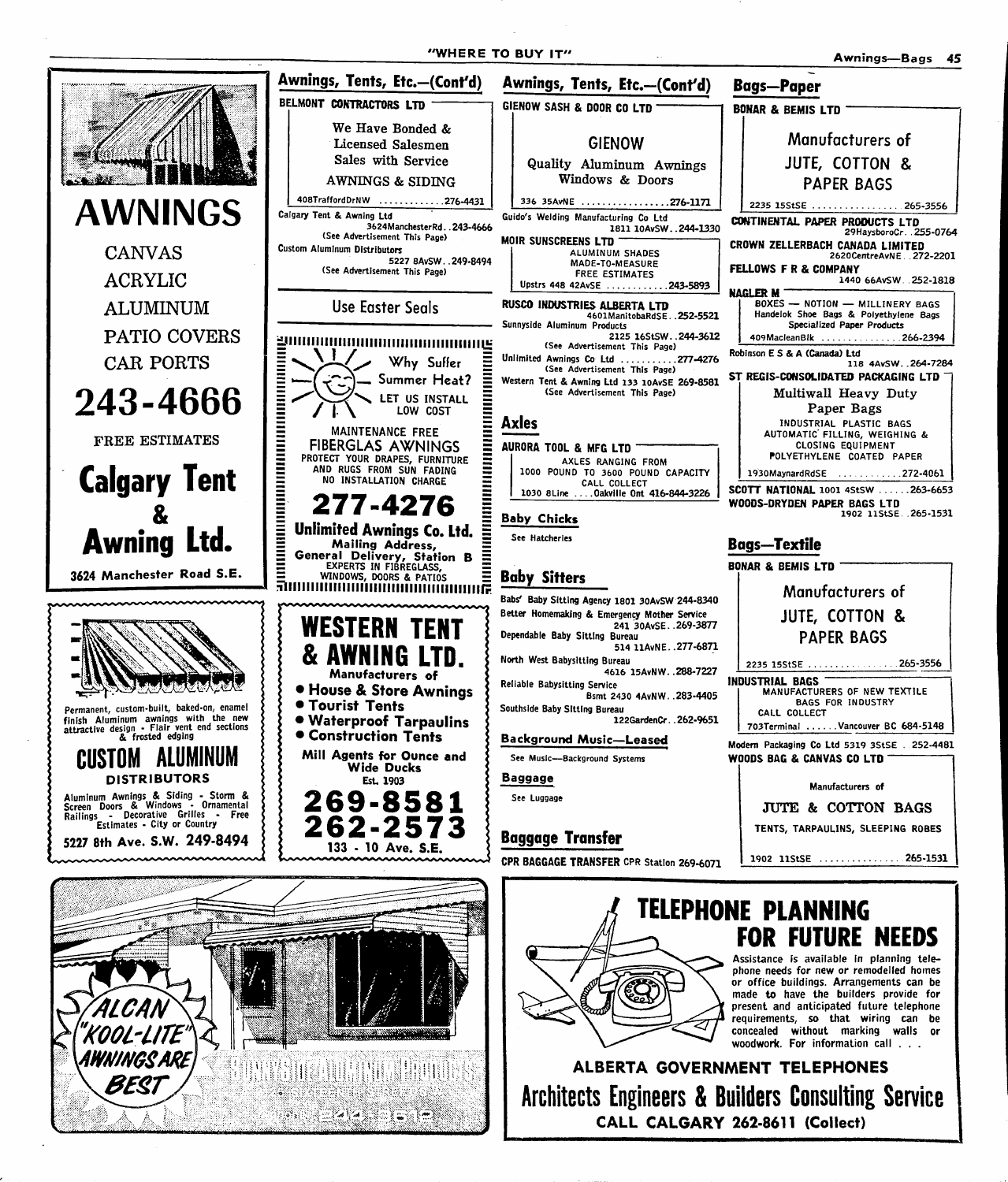## Awnings, Tents, Etc.—(Cont'd)

**BELMONT CONTRACTORS LTD**

We Have Bonded & Licensed Salesmen
Sales with Service
AWNINGS & SIDING

408TraffordDrNW ............276-4431

Calgary Tent & Awning Ltd
3624ManchesterRd..243-4666
(See Advertisement This Page)

Custom Aluminum Distributors
5227 8AvSW..249-8494
(See Advertisement This Page)

Use Easter Seals

**GIENOW SASH & DOOR CO LTD**

GIENOW
Quality Aluminum Awnings
Windows & Doors

336 35AvNE ................276-1171

Guido's Welding Manufacturing Co Ltd
1811 10AvSW..244-1330

**MOIR SUNSCREENS LTD**

ALUMINUM SHADES
MADE-TO-MEASURE
FREE ESTIMATES

Upstrs 448 42AvSE ............243-5893

**RUSCO INDUSTRIES ALBERTA LTD**
4601ManitobaRdSE..252-5521

Sunnyside Aluminum Products
2125 16StSW..244-3612
(See Advertisement This Page)

Unlimited Awnings Co Ltd ..........277-4276
(See Advertisement This Page)

Western Tent & Awning Ltd 133 10AvSE 269-8581
(See Advertisement This Page)

## Axles

**AURORA TOOL & MFG LTD**

AXLES RANGING FROM
1000 POUND TO 3600 POUND CAPACITY
CALL COLLECT

1030 8Line ....Oakville Ont 416-844-3226

## Baby Chicks

See Hatcheries

## Baby Sitters

Babs' Baby Sitting Agency 1801 30AvSW 244-8340

Better Homemaking & Emergency Mother Service
241 30AvSE..269-3877

Dependable Baby Sitting Bureau
514 11AvNE..277-6871

North West Babysitting Bureau
4616 15AvNW..288-7227

Reliable Babysitting Service
Bsmt 2430 4AvNW..283-4405

Southside Baby Sitting Bureau
122GardenCr..262-9651

## Background Music—Leased

See Music—Background Systems

## Baggage

See Luggage

## Baggage Transfer

**CPR BAGGAGE TRANSFER** CPR Station 269-6071

## Bags—Paper

**BONAR & BEMIS LTD**

Manufacturers of
JUTE, COTTON &
PAPER BAGS

2235 15StSE ................265-3556

**CONTINENTAL PAPER PRODUCTS LTD**
29HaysboroCr..255-0764

**CROWN ZELLERBACH CANADA LIMITED**
2620CentreAvNE..272-2201

**FELLOWS F R & COMPANY**
1440 66AvSW..252-1818

**NAGLER M**

BOXES — NOTION — MILLINERY BAGS
Handelok Shoe Bags & Polyethylene Bags
Specialized Paper Products

409MacleanBlk ..............266-2394

Robinson E S & A (Canada) Ltd
118 4AvSW..264-7284

**ST REGIS-CONSOLIDATED PACKAGING LTD**

Multiwall Heavy Duty
Paper Bags
INDUSTRIAL PLASTIC BAGS
AUTOMATIC FILLING, WEIGHING &
CLOSING EQUIPMENT
POLYETHYLENE COATED PAPER

1930MaynardRdSE ............272-4061

**SCOTT NATIONAL** 1001 4StSW ......263-6653

**WOODS-DRYDEN PAPER BAGS LTD**
1902 11StSE..265-1531

## Bags—Textile

**BONAR & BEMIS LTD**

Manufacturers of
JUTE, COTTON &
PAPER BAGS

2235 15StSE ................265-3556

**INDUSTRIAL BAGS**

MANUFACTURERS OF NEW TEXTILE
BAGS FOR INDUSTRY
CALL COLLECT

703Terminal ......Vancouver BC 684-5148

Modern Packaging Co Ltd 5319 3StSE..252-4481

**WOODS BAG & CANVAS CO LTD**

Manufacturers of
JUTE & COTTON BAGS
TENTS, TARPAULINS, SLEEPING ROBES

1902 11StSE ...............265-1531

---

**AWNINGS**

CANVAS
ACRYLIC
ALUMINUM
PATIO COVERS
CAR PORTS

**243-4666**

FREE ESTIMATES

**Calgary Tent & Awning Ltd.**

3624 Manchester Road S.E.

---

Why Suffer Summer Heat?
LET US INSTALL LOW COST
MAINTENANCE FREE
FIBERGLAS AWNINGS
PROTECT YOUR DRAPES, FURNITURE AND RUGS FROM SUN FADING
NO INSTALLATION CHARGE

**277-4276**

**Unlimited Awnings Co. Ltd.**
Mailing Address,
General Delivery, Station B
EXPERTS IN FIBREGLASS, WINDOWS, DOORS & PATIOS

---

Permanent, custom-built, baked-on, enamel finish Aluminum awnings with the new attractive design - Flair vent end sections & frosted edging

**CUSTOM ALUMINUM DISTRIBUTORS**

Aluminum Awnings & Siding - Storm & Screen Doors & Windows - Ornamental Railings - Decorative Grilles - Free Estimates - City or Country

5227 8th Ave. S.W. 249-8494

---

**WESTERN TENT & AWNING LTD.**

Manufacturers of
- House & Store Awnings
- Tourist Tents
- Waterproof Tarpaulins
- Construction Tents

Mill Agents for Ounce and Wide Ducks
Est. 1903

**269-8581**
**262-2573**

133 - 10 Ave. S.E.

---

ALCAN "KOOL-LITE" AWNINGS ARE BEST

---

**TELEPHONE PLANNING FOR FUTURE NEEDS**

Assistance is available in planning telephone needs for new or remodelled homes or office buildings. Arrangements can be made to have the builders provide for present and anticipated future telephone requirements, so that wiring can be concealed without marking walls or woodwork. For information call . . .

**ALBERTA GOVERNMENT TELEPHONES**

**Architects Engineers & Builders Consulting Service**

CALL CALGARY 262-8611 (Collect)